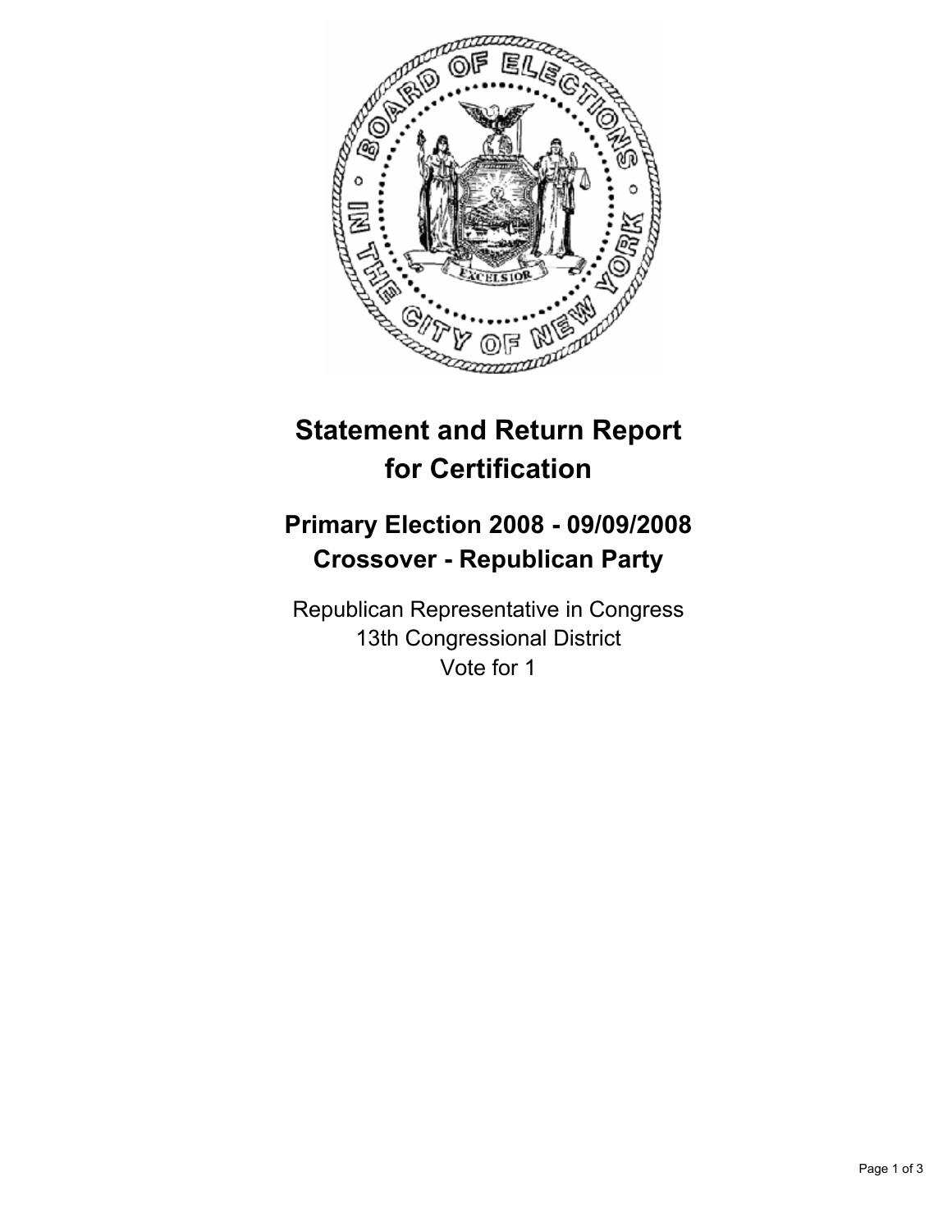# Statement and Return Report for Certification

## Primary Election 2008 - 09/09/2008
## Crossover - Republican Party

Republican Representative in Congress
13th Congressional District
Vote for 1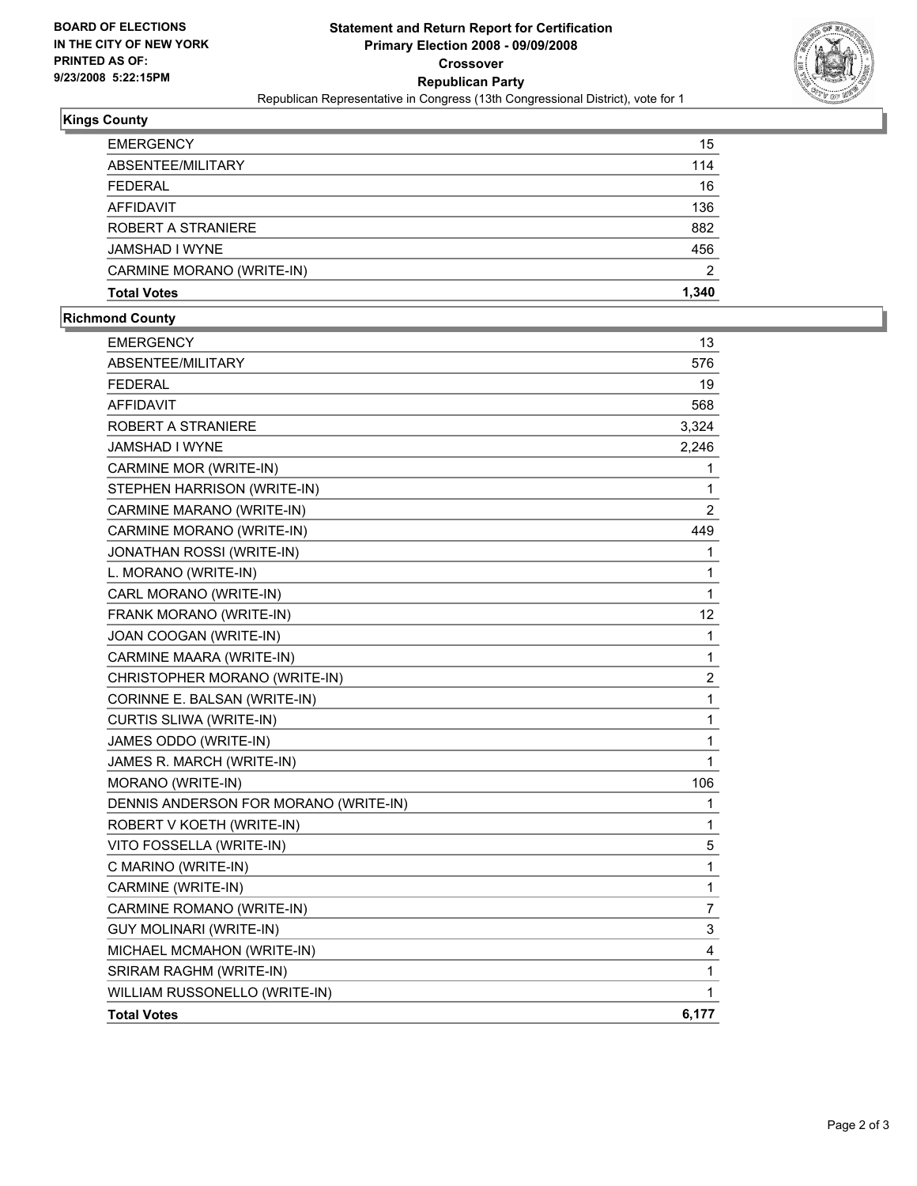**BOARD OF ELECTIONS IN THE CITY OF NEW YORK PRINTED AS OF: 9/23/2008 5:22:15PM**

# Statement and Return Report for Certification
## Primary Election 2008 - 09/09/2008
## Crossover
## Republican Party

Republican Representative in Congress (13th Congressional District), vote for 1

### Kings County

| | |
|---|---|
| EMERGENCY | 15 |
| ABSENTEE/MILITARY | 114 |
| FEDERAL | 16 |
| AFFIDAVIT | 136 |
| ROBERT A STRANIERE | 882 |
| JAMSHAD I WYNE | 456 |
| CARMINE MORANO (WRITE-IN) | 2 |
| **Total Votes** | **1,340** |

### Richmond County

| | |
|---|---|
| EMERGENCY | 13 |
| ABSENTEE/MILITARY | 576 |
| FEDERAL | 19 |
| AFFIDAVIT | 568 |
| ROBERT A STRANIERE | 3,324 |
| JAMSHAD I WYNE | 2,246 |
| CARMINE MOR (WRITE-IN) | 1 |
| STEPHEN HARRISON (WRITE-IN) | 1 |
| CARMINE MARANO (WRITE-IN) | 2 |
| CARMINE MORANO (WRITE-IN) | 449 |
| JONATHAN ROSSI (WRITE-IN) | 1 |
| L. MORANO (WRITE-IN) | 1 |
| CARL MORANO (WRITE-IN) | 1 |
| FRANK MORANO (WRITE-IN) | 12 |
| JOAN COOGAN (WRITE-IN) | 1 |
| CARMINE MAARA (WRITE-IN) | 1 |
| CHRISTOPHER MORANO (WRITE-IN) | 2 |
| CORINNE E. BALSAN (WRITE-IN) | 1 |
| CURTIS SLIWA (WRITE-IN) | 1 |
| JAMES ODDO (WRITE-IN) | 1 |
| JAMES R. MARCH (WRITE-IN) | 1 |
| MORANO (WRITE-IN) | 106 |
| DENNIS ANDERSON FOR MORANO (WRITE-IN) | 1 |
| ROBERT V KOETH (WRITE-IN) | 1 |
| VITO FOSSELLA (WRITE-IN) | 5 |
| C MARINO (WRITE-IN) | 1 |
| CARMINE (WRITE-IN) | 1 |
| CARMINE ROMANO (WRITE-IN) | 7 |
| GUY MOLINARI (WRITE-IN) | 3 |
| MICHAEL MCMAHON (WRITE-IN) | 4 |
| SRIRAM RAGHM (WRITE-IN) | 1 |
| WILLIAM RUSSONELLO (WRITE-IN) | 1 |
| **Total Votes** | **6,177** |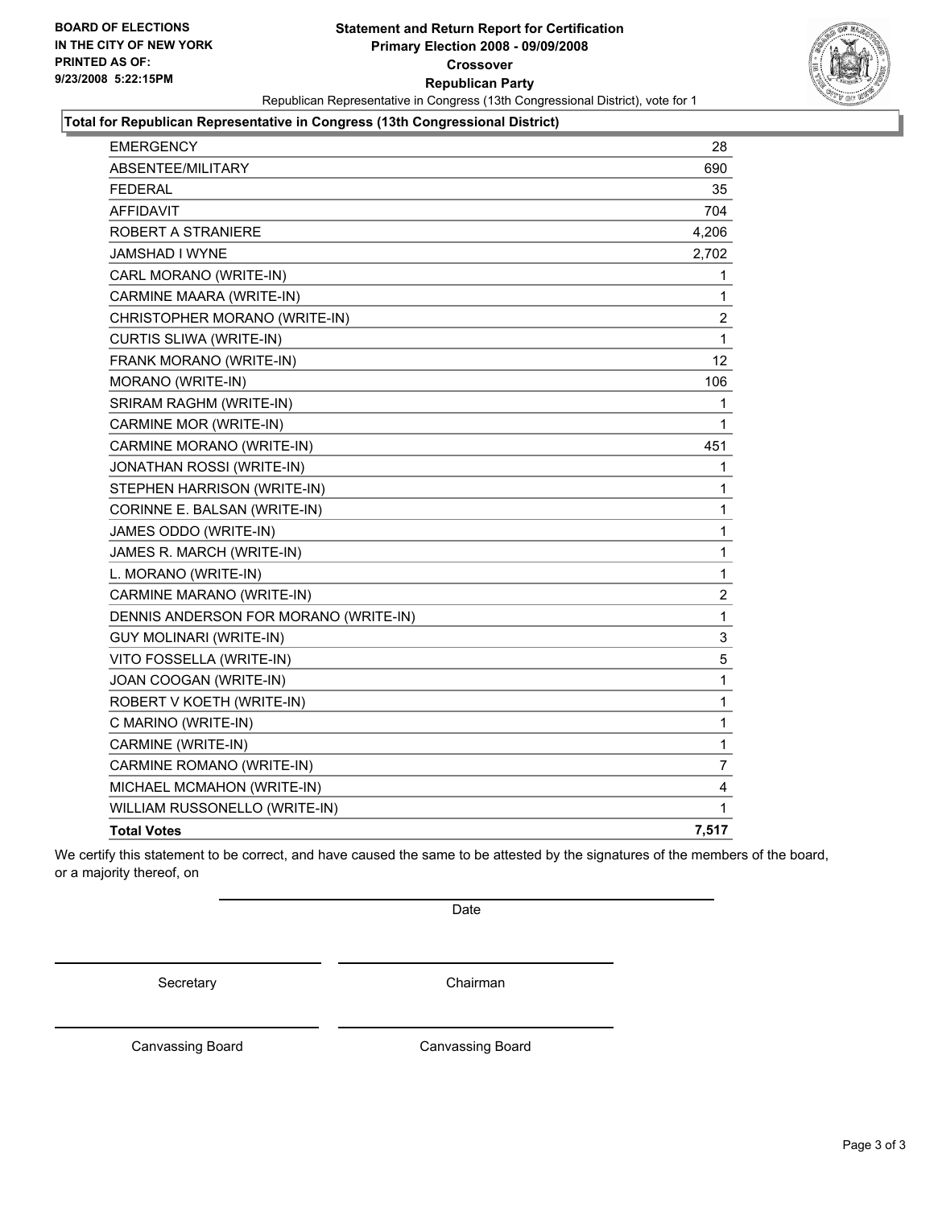**BOARD OF ELECTIONS**
**IN THE CITY OF NEW YORK**
**PRINTED AS OF:**
**9/23/2008 5:22:15PM**

# Statement and Return Report for Certification
## Primary Election 2008 - 09/09/2008
## Crossover
## Republican Party

Republican Representative in Congress (13th Congressional District), vote for 1

### Total for Republican Representative in Congress (13th Congressional District)

| | |
|---|---|
| EMERGENCY | 28 |
| ABSENTEE/MILITARY | 690 |
| FEDERAL | 35 |
| AFFIDAVIT | 704 |
| ROBERT A STRANIERE | 4,206 |
| JAMSHAD I WYNE | 2,702 |
| CARL MORANO (WRITE-IN) | 1 |
| CARMINE MAARA (WRITE-IN) | 1 |
| CHRISTOPHER MORANO (WRITE-IN) | 2 |
| CURTIS SLIWA (WRITE-IN) | 1 |
| FRANK MORANO (WRITE-IN) | 12 |
| MORANO (WRITE-IN) | 106 |
| SRIRAM RAGHM (WRITE-IN) | 1 |
| CARMINE MOR (WRITE-IN) | 1 |
| CARMINE MORANO (WRITE-IN) | 451 |
| JONATHAN ROSSI (WRITE-IN) | 1 |
| STEPHEN HARRISON (WRITE-IN) | 1 |
| CORINNE E. BALSAN (WRITE-IN) | 1 |
| JAMES ODDO (WRITE-IN) | 1 |
| JAMES R. MARCH (WRITE-IN) | 1 |
| L. MORANO (WRITE-IN) | 1 |
| CARMINE MARANO (WRITE-IN) | 2 |
| DENNIS ANDERSON FOR MORANO (WRITE-IN) | 1 |
| GUY MOLINARI (WRITE-IN) | 3 |
| VITO FOSSELLA (WRITE-IN) | 5 |
| JOAN COOGAN (WRITE-IN) | 1 |
| ROBERT V KOETH (WRITE-IN) | 1 |
| C MARINO (WRITE-IN) | 1 |
| CARMINE (WRITE-IN) | 1 |
| CARMINE ROMANO (WRITE-IN) | 7 |
| MICHAEL MCMAHON (WRITE-IN) | 4 |
| WILLIAM RUSSONELLO (WRITE-IN) | 1 |
| **Total Votes** | **7,517** |

We certify this statement to be correct, and have caused the same to be attested by the signatures of the members of the board, or a majority thereof, on

Date

Secretary

Chairman

Canvassing Board

Canvassing Board